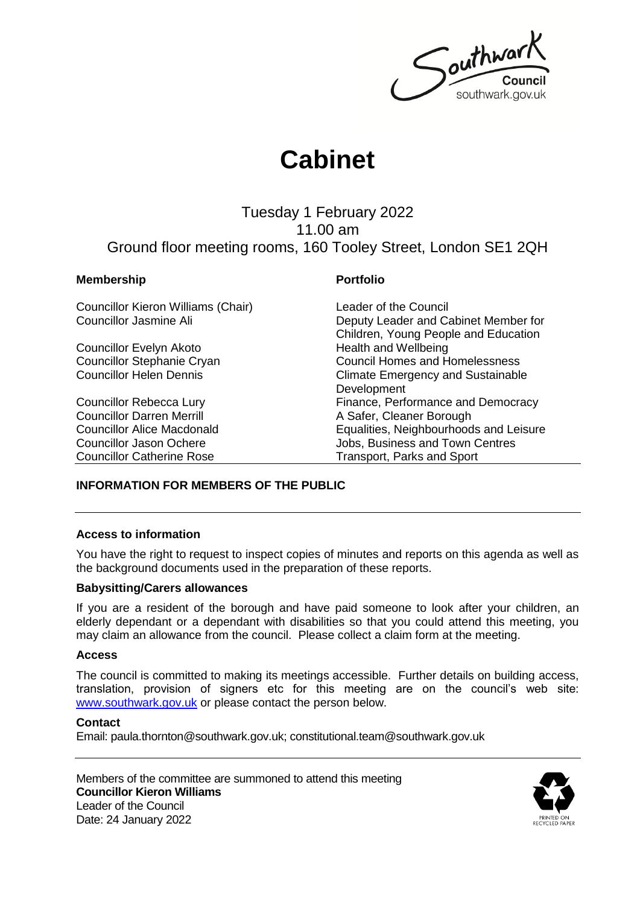# Cabinet

Tuesday 1 February 2022
11.00 am
Ground floor meeting rooms, 160 Tooley Street, London SE1 2QH

| Membership | Portfolio |
| --- | --- |
| Councillor Kieron Williams (Chair) | Leader of the Council |
| Councillor Jasmine Ali | Deputy Leader and Cabinet Member for Children, Young People and Education |
| Councillor Evelyn Akoto | Health and Wellbeing |
| Councillor Stephanie Cryan | Council Homes and Homelessness |
| Councillor Helen Dennis | Climate Emergency and Sustainable Development |
| Councillor Rebecca Lury | Finance, Performance and Democracy |
| Councillor Darren Merrill | A Safer, Cleaner Borough |
| Councillor Alice Macdonald | Equalities, Neighbourhoods and Leisure |
| Councillor Jason Ochere | Jobs, Business and Town Centres |
| Councillor Catherine Rose | Transport, Parks and Sport |

## INFORMATION FOR MEMBERS OF THE PUBLIC

**Access to information**

You have the right to request to inspect copies of minutes and reports on this agenda as well as the background documents used in the preparation of these reports.

**Babysitting/Carers allowances**

If you are a resident of the borough and have paid someone to look after your children, an elderly dependant or a dependant with disabilities so that you could attend this meeting, you may claim an allowance from the council. Please collect a claim form at the meeting.

**Access**

The council is committed to making its meetings accessible. Further details on building access, translation, provision of signers etc for this meeting are on the council's web site: www.southwark.gov.uk or please contact the person below.

**Contact**

Email: paula.thornton@southwark.gov.uk; constitutional.team@southwark.gov.uk

Members of the committee are summoned to attend this meeting
**Councillor Kieron Williams**
Leader of the Council
Date: 24 January 2022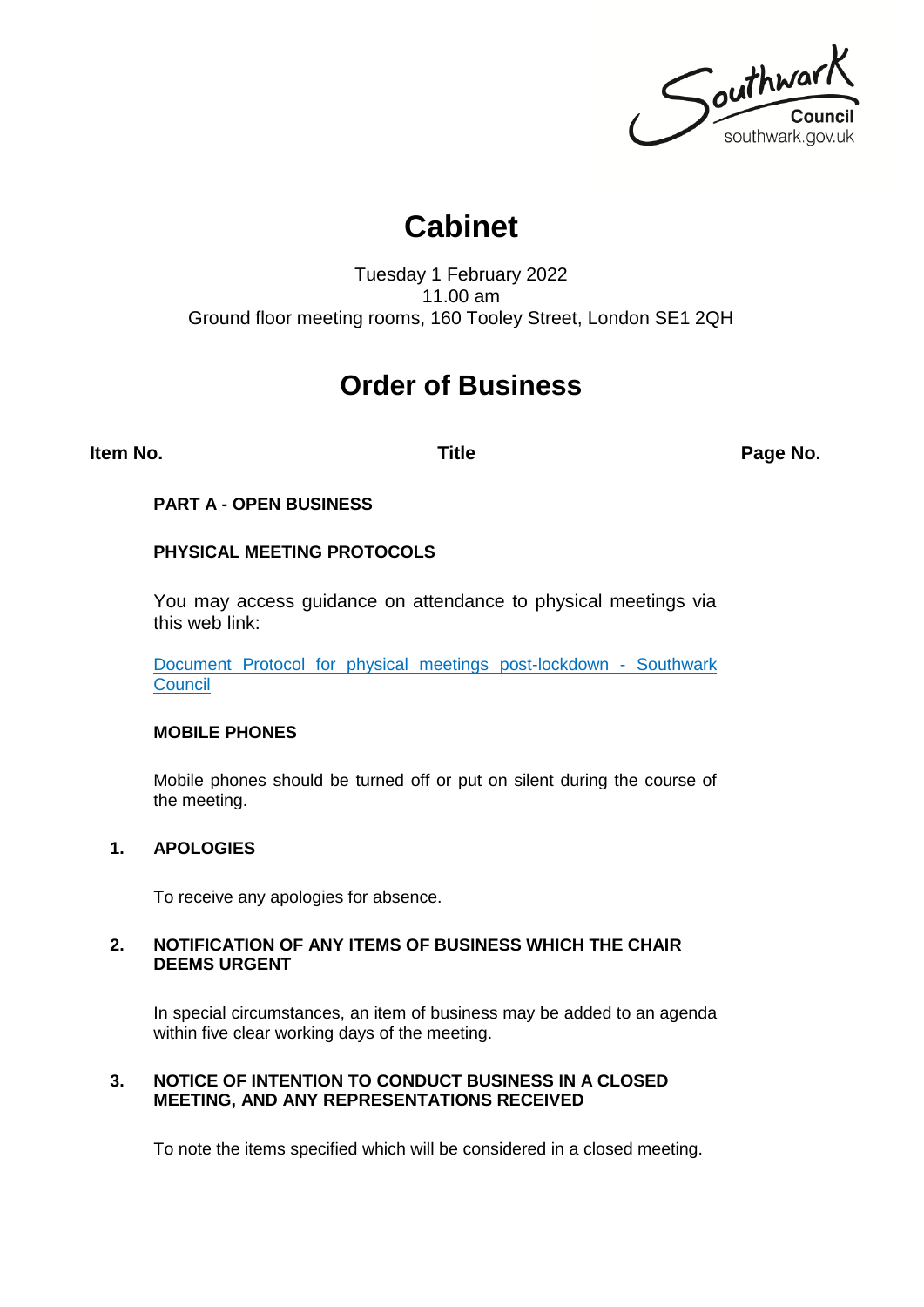# Cabinet

Tuesday 1 February 2022
11.00 am
Ground floor meeting rooms, 160 Tooley Street, London SE1 2QH

# Order of Business

**Item No.** **Title** **Page No.**

**PART A - OPEN BUSINESS**

**PHYSICAL MEETING PROTOCOLS**

You may access guidance on attendance to physical meetings via this web link:

[Document Protocol for physical meetings post-lockdown - Southwark Council]()

**MOBILE PHONES**

Mobile phones should be turned off or put on silent during the course of the meeting.

**1. APOLOGIES**

To receive any apologies for absence.

**2. NOTIFICATION OF ANY ITEMS OF BUSINESS WHICH THE CHAIR DEEMS URGENT**

In special circumstances, an item of business may be added to an agenda within five clear working days of the meeting.

**3. NOTICE OF INTENTION TO CONDUCT BUSINESS IN A CLOSED MEETING, AND ANY REPRESENTATIONS RECEIVED**

To note the items specified which will be considered in a closed meeting.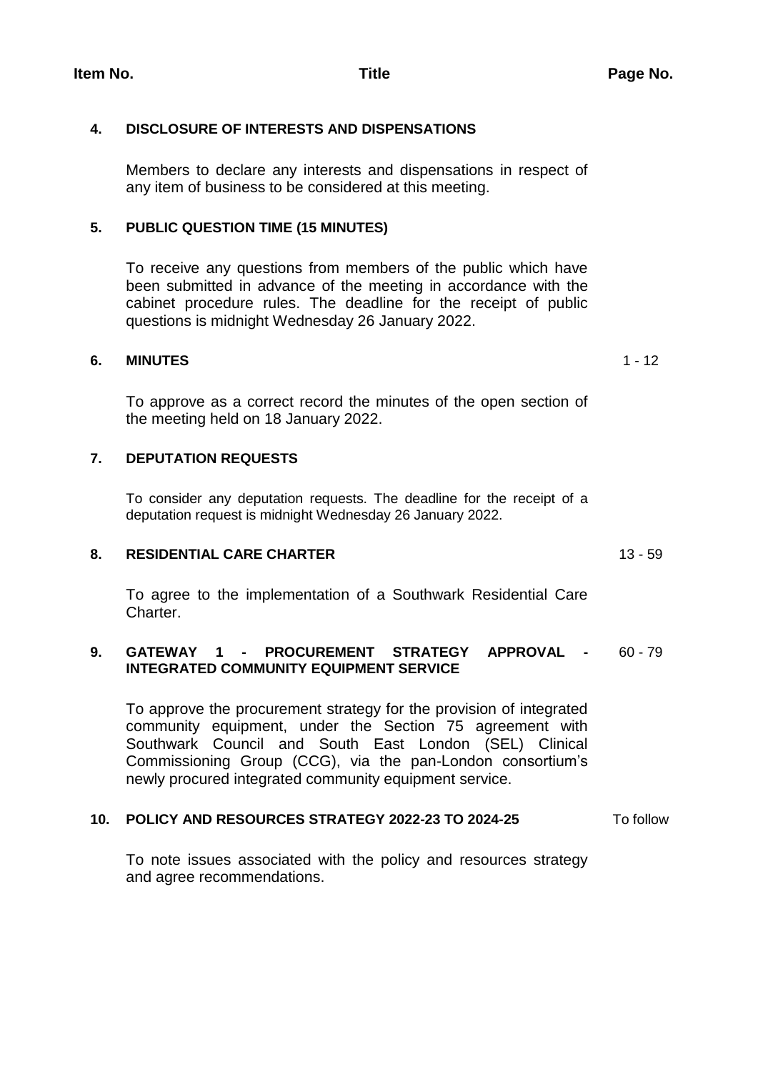| Item No. | Title | Page No. |
|---|---|---|
| **4.** | **DISCLOSURE OF INTERESTS AND DISPENSATIONS**<br><br>Members to declare any interests and dispensations in respect of any item of business to be considered at this meeting. | |
| **5.** | **PUBLIC QUESTION TIME (15 MINUTES)**<br><br>To receive any questions from members of the public which have been submitted in advance of the meeting in accordance with the cabinet procedure rules. The deadline for the receipt of public questions is midnight Wednesday 26 January 2022. | |
| **6.** | **MINUTES**<br><br>To approve as a correct record the minutes of the open section of the meeting held on 18 January 2022. | 1 - 12 |
| **7.** | **DEPUTATION REQUESTS**<br><br>To consider any deputation requests. The deadline for the receipt of a deputation request is midnight Wednesday 26 January 2022. | |
| **8.** | **RESIDENTIAL CARE CHARTER**<br><br>To agree to the implementation of a Southwark Residential Care Charter. | 13 - 59 |
| **9.** | **GATEWAY 1 - PROCUREMENT STRATEGY APPROVAL - INTEGRATED COMMUNITY EQUIPMENT SERVICE**<br><br>To approve the procurement strategy for the provision of integrated community equipment, under the Section 75 agreement with Southwark Council and South East London (SEL) Clinical Commissioning Group (CCG), via the pan-London consortium's newly procured integrated community equipment service. | 60 - 79 |
| **10.** | **POLICY AND RESOURCES STRATEGY 2022-23 TO 2024-25**<br><br>To note issues associated with the policy and resources strategy and agree recommendations. | To follow |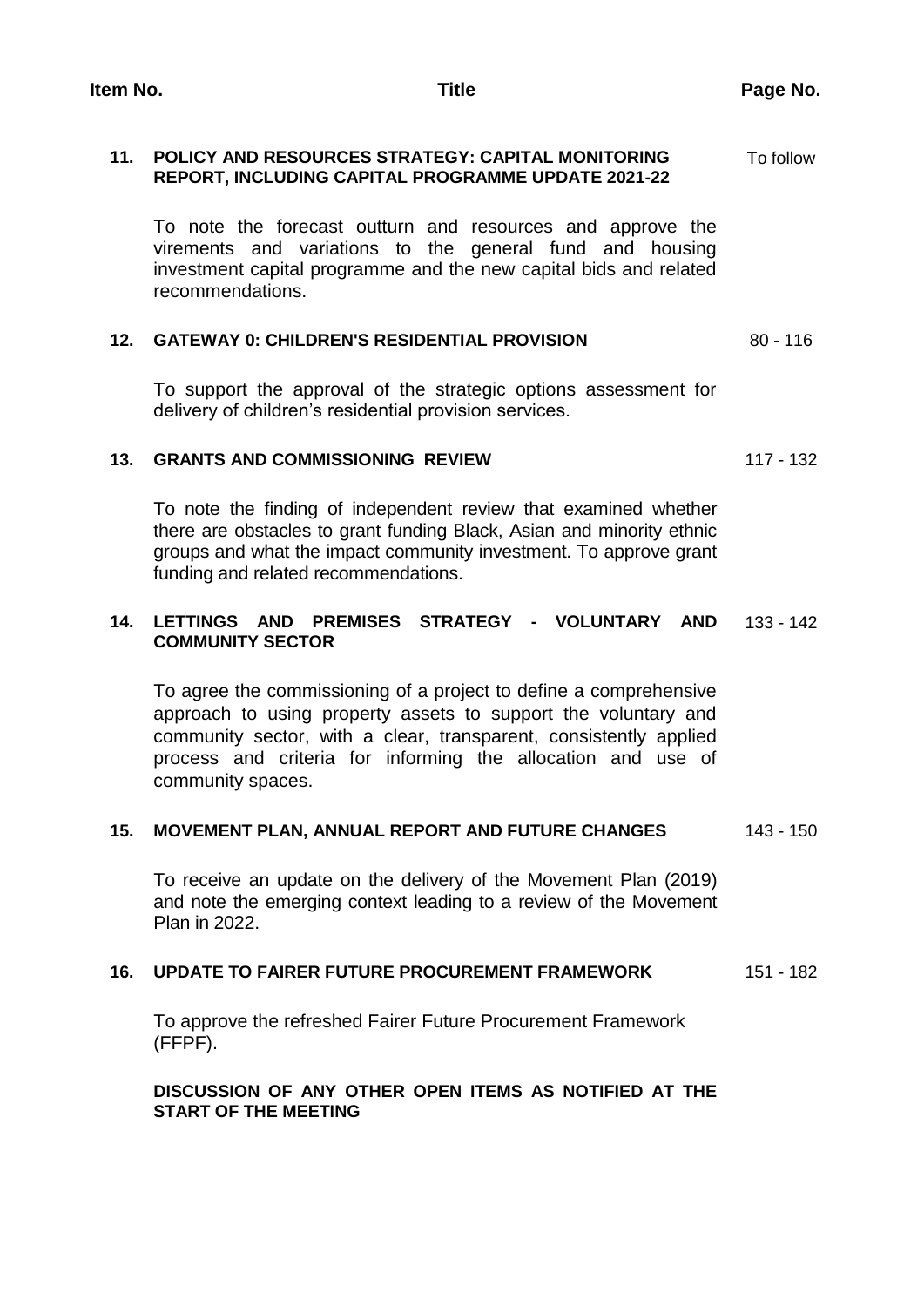| Item No. | Title | Page No. |
|---|---|---|
| **11.** | **POLICY AND RESOURCES STRATEGY: CAPITAL MONITORING REPORT, INCLUDING CAPITAL PROGRAMME UPDATE 2021-22** | To follow |
| | To note the forecast outturn and resources and approve the virements and variations to the general fund and housing investment capital programme and the new capital bids and related recommendations. | |
| **12.** | **GATEWAY 0: CHILDREN'S RESIDENTIAL PROVISION** | 80 - 116 |
| | To support the approval of the strategic options assessment for delivery of children's residential provision services. | |
| **13.** | **GRANTS AND COMMISSIONING REVIEW** | 117 - 132 |
| | To note the finding of independent review that examined whether there are obstacles to grant funding Black, Asian and minority ethnic groups and what the impact community investment. To approve grant funding and related recommendations. | |
| **14.** | **LETTINGS AND PREMISES STRATEGY - VOLUNTARY AND COMMUNITY SECTOR** | 133 - 142 |
| | To agree the commissioning of a project to define a comprehensive approach to using property assets to support the voluntary and community sector, with a clear, transparent, consistently applied process and criteria for informing the allocation and use of community spaces. | |
| **15.** | **MOVEMENT PLAN, ANNUAL REPORT AND FUTURE CHANGES** | 143 - 150 |
| | To receive an update on the delivery of the Movement Plan (2019) and note the emerging context leading to a review of the Movement Plan in 2022. | |
| **16.** | **UPDATE TO FAIRER FUTURE PROCUREMENT FRAMEWORK** | 151 - 182 |
| | To approve the refreshed Fairer Future Procurement Framework (FFPF). | |
| | **DISCUSSION OF ANY OTHER OPEN ITEMS AS NOTIFIED AT THE START OF THE MEETING** | |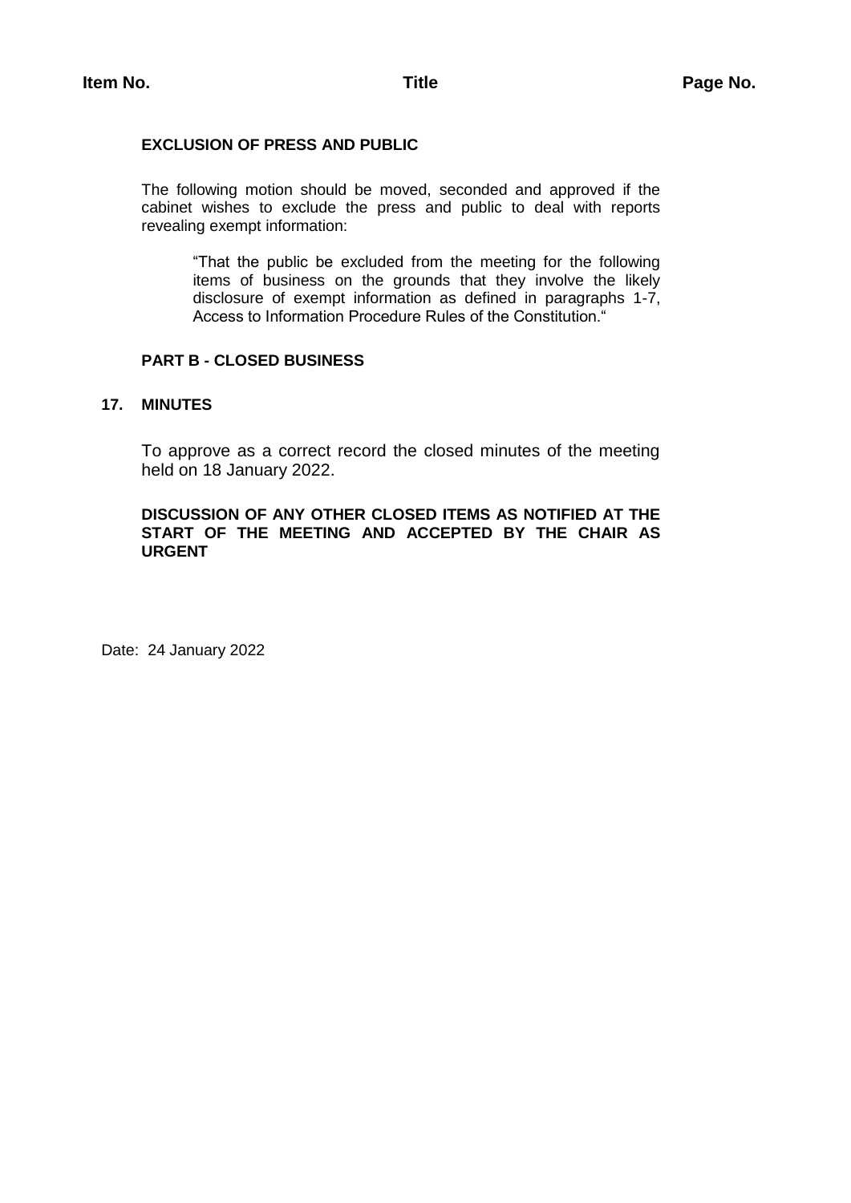| Item No. | Title | Page No. |
|---|---|---|

**EXCLUSION OF PRESS AND PUBLIC**

The following motion should be moved, seconded and approved if the cabinet wishes to exclude the press and public to deal with reports revealing exempt information:

> "That the public be excluded from the meeting for the following items of business on the grounds that they involve the likely disclosure of exempt information as defined in paragraphs 1-7, Access to Information Procedure Rules of the Constitution."

**PART B - CLOSED BUSINESS**

**17. MINUTES**

To approve as a correct record the closed minutes of the meeting held on 18 January 2022.

**DISCUSSION OF ANY OTHER CLOSED ITEMS AS NOTIFIED AT THE START OF THE MEETING AND ACCEPTED BY THE CHAIR AS URGENT**

Date: 24 January 2022